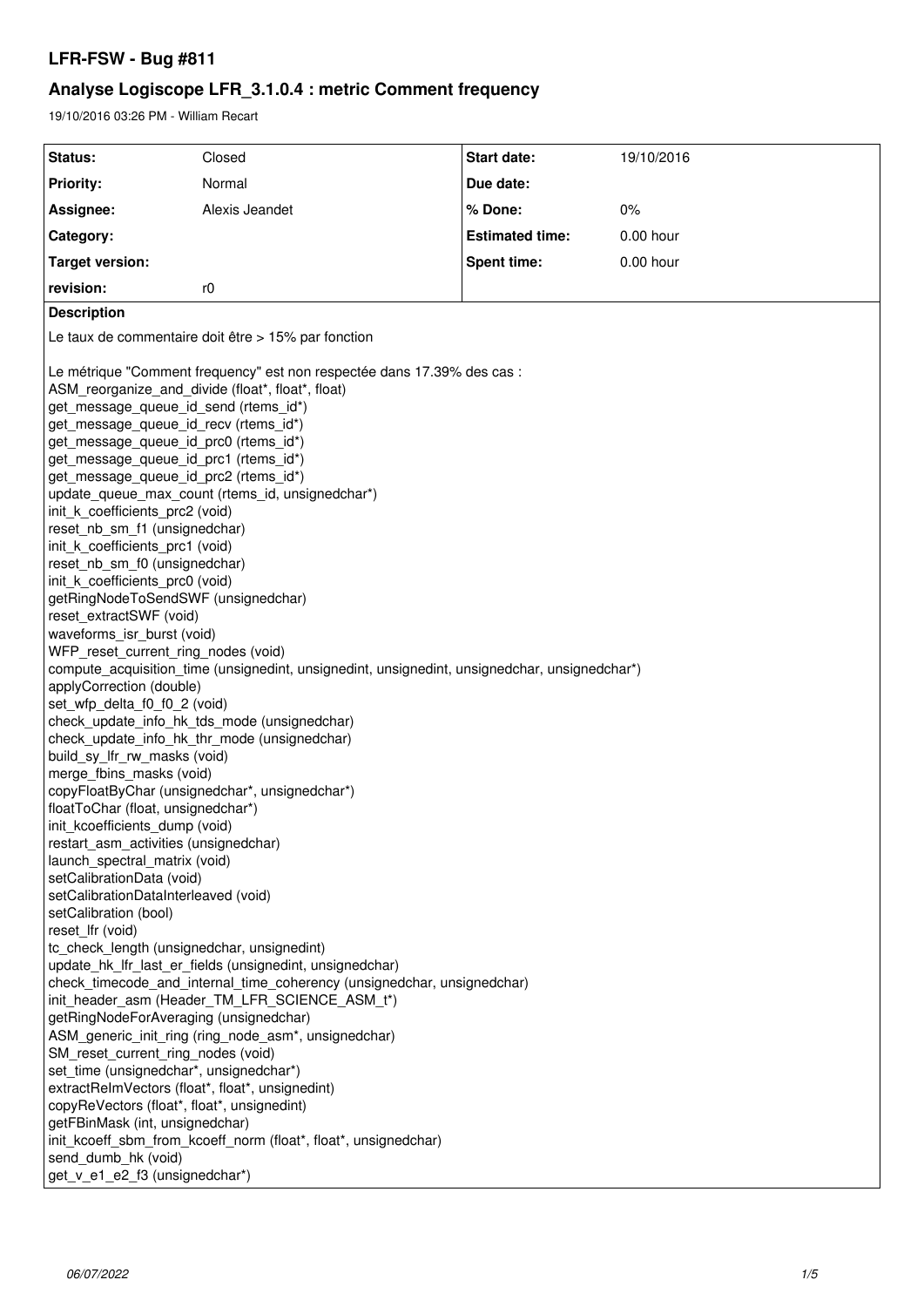# LFR-FSW - Bug #811

## Analyse Logiscope LFR_3.1.0.4 : metric Comment frequency

19/10/2016 03:26 PM - William Recart

| Status: | Closed | Start date: | 19/10/2016 |
|---|---|---|---|
| Priority: | Normal | Due date: | |
| Assignee: | Alexis Jeandet | % Done: | 0% |
| Category: | | Estimated time: | 0.00 hour |
| Target version: | | Spent time: | 0.00 hour |
| revision: | r0 | | |

**Description**

Le taux de commentaire doit être > 15% par fonction

Le métrique "Comment frequency" est non respectée dans 17.39% des cas :
ASM_reorganize_and_divide (float*, float*, float)
get_message_queue_id_send (rtems_id*)
get_message_queue_id_recv (rtems_id*)
get_message_queue_id_prc0 (rtems_id*)
get_message_queue_id_prc1 (rtems_id*)
get_message_queue_id_prc2 (rtems_id*)
update_queue_max_count (rtems_id, unsignedchar*)
init_k_coefficients_prc2 (void)
reset_nb_sm_f1 (unsignedchar)
init_k_coefficients_prc1 (void)
reset_nb_sm_f0 (unsignedchar)
init_k_coefficients_prc0 (void)
getRingNodeToSendSWF (unsignedchar)
reset_extractSWF (void)
waveforms_isr_burst (void)
WFP_reset_current_ring_nodes (void)
compute_acquisition_time (unsignedint, unsignedint, unsignedint, unsignedchar, unsignedchar*)
applyCorrection (double)
set_wfp_delta_f0_f0_2 (void)
check_update_info_hk_tds_mode (unsignedchar)
check_update_info_hk_thr_mode (unsignedchar)
build_sy_lfr_rw_masks (void)
merge_fbins_masks (void)
copyFloatByChar (unsignedchar*, unsignedchar*)
floatToChar (float, unsignedchar*)
init_kcoefficients_dump (void)
restart_asm_activities (unsignedchar)
launch_spectral_matrix (void)
setCalibrationData (void)
setCalibrationDataInterleaved (void)
setCalibration (bool)
reset_lfr (void)
tc_check_length (unsignedchar, unsignedint)
update_hk_lfr_last_er_fields (unsignedint, unsignedchar)
check_timecode_and_internal_time_coherency (unsignedchar, unsignedchar)
init_header_asm (Header_TM_LFR_SCIENCE_ASM_t*)
getRingNodeForAveraging (unsignedchar)
ASM_generic_init_ring (ring_node_asm*, unsignedchar)
SM_reset_current_ring_nodes (void)
set_time (unsignedchar*, unsignedchar*)
extractReImVectors (float*, float*, unsignedint)
copyReVectors (float*, float*, unsignedint)
getFBinMask (int, unsignedchar)
init_kcoeff_sbm_from_kcoeff_norm (float*, float*, unsignedchar)
send_dumb_hk (void)
get_v_e1_e2_f3 (unsignedchar*)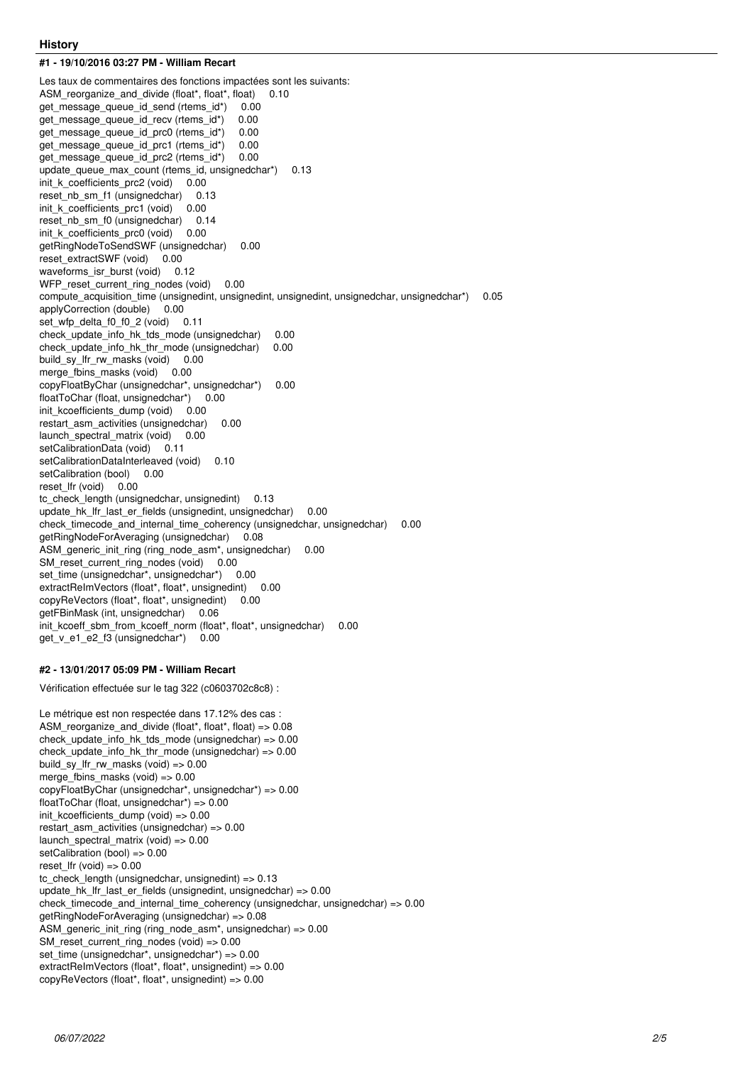## History

### #1 - 19/10/2016 03:27 PM - William Recart

Les taux de commentaires des fonctions impactées sont les suivants:
ASM_reorganize_and_divide (float*, float*, float) 0.10
get_message_queue_id_send (rtems_id*) 0.00
get_message_queue_id_recv (rtems_id*) 0.00
get_message_queue_id_prc0 (rtems_id*) 0.00
get_message_queue_id_prc1 (rtems_id*) 0.00
get_message_queue_id_prc2 (rtems_id*) 0.00
update_queue_max_count (rtems_id, unsignedchar*) 0.13
init_k_coefficients_prc2 (void) 0.00
reset_nb_sm_f1 (unsignedchar) 0.13
init_k_coefficients_prc1 (void) 0.00
reset_nb_sm_f0 (unsignedchar) 0.14
init_k_coefficients_prc0 (void) 0.00
getRingNodeToSendSWF (unsignedchar) 0.00
reset_extractSWF (void) 0.00
waveforms_isr_burst (void) 0.12
WFP_reset_current_ring_nodes (void) 0.00
compute_acquisition_time (unsignedint, unsignedint, unsignedint, unsignedchar, unsignedchar*) 0.05
applyCorrection (double) 0.00
set_wfp_delta_f0_f0_2 (void) 0.11
check_update_info_hk_tds_mode (unsignedchar) 0.00
check_update_info_hk_thr_mode (unsignedchar) 0.00
build_sy_lfr_rw_masks (void) 0.00
merge_fbins_masks (void) 0.00
copyFloatByChar (unsignedchar*, unsignedchar*) 0.00
floatToChar (float, unsignedchar*) 0.00
init_kcoefficients_dump (void) 0.00
restart_asm_activities (unsignedchar) 0.00
launch_spectral_matrix (void) 0.00
setCalibrationData (void) 0.11
setCalibrationDataInterleaved (void) 0.10
setCalibration (bool) 0.00
reset_lfr (void) 0.00
tc_check_length (unsignedchar, unsignedint) 0.13
update_hk_lfr_last_er_fields (unsignedint, unsignedchar) 0.00
check_timecode_and_internal_time_coherency (unsignedchar, unsignedchar) 0.00
getRingNodeForAveraging (unsignedchar) 0.08
ASM_generic_init_ring (ring_node_asm*, unsignedchar) 0.00
SM_reset_current_ring_nodes (void) 0.00
set_time (unsignedchar*, unsignedchar*) 0.00
extractReImVectors (float*, float*, unsignedint) 0.00
copyReVectors (float*, float*, unsignedint) 0.00
getFBinMask (int, unsignedchar) 0.06
init_kcoeff_sbm_from_kcoeff_norm (float*, float*, unsignedchar) 0.00
get_v_e1_e2_f3 (unsignedchar*) 0.00

### #2 - 13/01/2017 05:09 PM - William Recart

Vérification effectuée sur le tag 322 (c0603702c8c8) :

Le métrique est non respectée dans 17.12% des cas :
ASM_reorganize_and_divide (float*, float*, float) => 0.08
check_update_info_hk_tds_mode (unsignedchar) => 0.00
check_update_info_hk_thr_mode (unsignedchar) => 0.00
build_sy_lfr_rw_masks (void) => 0.00
merge_fbins_masks (void) => 0.00
copyFloatByChar (unsignedchar*, unsignedchar*) => 0.00
floatToChar (float, unsignedchar*) => 0.00
init_kcoefficients_dump (void) => 0.00
restart_asm_activities (unsignedchar) => 0.00
launch_spectral_matrix (void) => 0.00
setCalibration (bool) => 0.00
reset_lfr (void) => 0.00
tc_check_length (unsignedchar, unsignedint) => 0.13
update_hk_lfr_last_er_fields (unsignedint, unsignedchar) => 0.00
check_timecode_and_internal_time_coherency (unsignedchar, unsignedchar) => 0.00
getRingNodeForAveraging (unsignedchar) => 0.08
ASM_generic_init_ring (ring_node_asm*, unsignedchar) => 0.00
SM_reset_current_ring_nodes (void) => 0.00
set_time (unsignedchar*, unsignedchar*) => 0.00
extractReImVectors (float*, float*, unsignedint) => 0.00
copyReVectors (float*, float*, unsignedint) => 0.00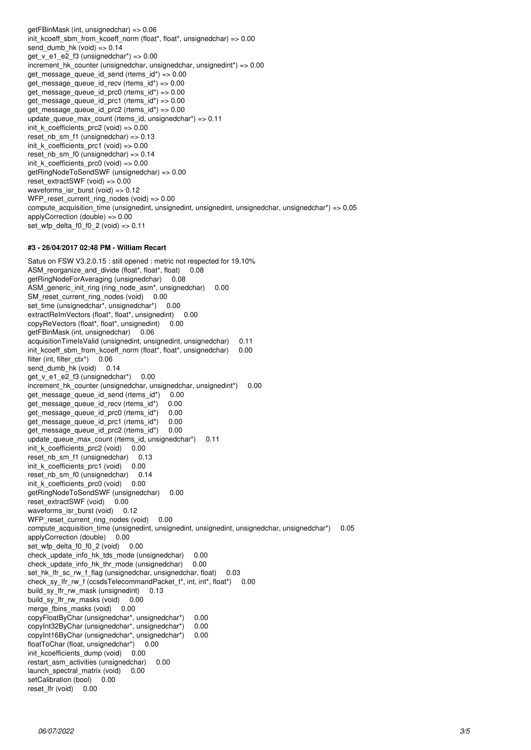getFBinMask (int, unsignedchar) => 0.06
init_kcoeff_sbm_from_kcoeff_norm (float*, float*, unsignedchar) => 0.00
send_dumb_hk (void) => 0.14
get_v_e1_e2_f3 (unsignedchar*) => 0.00
increment_hk_counter (unsignedchar, unsignedchar, unsignedint*) => 0.00
get_message_queue_id_send (rtems_id*) => 0.00
get_message_queue_id_recv (rtems_id*) => 0.00
get_message_queue_id_prc0 (rtems_id*) => 0.00
get_message_queue_id_prc1 (rtems_id*) => 0.00
get_message_queue_id_prc2 (rtems_id*) => 0.00
update_queue_max_count (rtems_id, unsignedchar*) => 0.11
init_k_coefficients_prc2 (void) => 0.00
reset_nb_sm_f1 (unsignedchar) => 0.13
init_k_coefficients_prc1 (void) => 0.00
reset_nb_sm_f0 (unsignedchar) => 0.14
init_k_coefficients_prc0 (void) => 0.00
getRingNodeToSendSWF (unsignedchar) => 0.00
reset_extractSWF (void) => 0.00
waveforms_isr_burst (void) => 0.12
WFP_reset_current_ring_nodes (void) => 0.00
compute_acquisition_time (unsignedint, unsignedint, unsignedint, unsignedchar, unsignedchar*) => 0.05
applyCorrection (double) => 0.00
set_wfp_delta_f0_f0_2 (void) => 0.11

#### #3 - 26/04/2017 02:48 PM - William Recart

Satus on FSW V3.2.0.15 : still opened : metric not respected for 19.10%
ASM_reorganize_and_divide (float*, float*, float) 0.08
getRingNodeForAveraging (unsignedchar) 0.08
ASM_generic_init_ring (ring_node_asm*, unsignedchar) 0.00
SM_reset_current_ring_nodes (void) 0.00
set_time (unsignedchar*, unsignedchar*) 0.00
extractReImVectors (float*, float*, unsignedint) 0.00
copyReVectors (float*, float*, unsignedint) 0.00
getFBinMask (int, unsignedchar) 0.06
acquisitionTimeIsValid (unsignedint, unsignedint, unsignedchar) 0.11
init_kcoeff_sbm_from_kcoeff_norm (float*, float*, unsignedchar) 0.00
filter (int, filter_ctx*) 0.06
send_dumb_hk (void) 0.14
get_v_e1_e2_f3 (unsignedchar*) 0.00
increment_hk_counter (unsignedchar, unsignedchar, unsignedint*) 0.00
get_message_queue_id_send (rtems_id*) 0.00
get_message_queue_id_recv (rtems_id*) 0.00
get_message_queue_id_prc0 (rtems_id*) 0.00
get_message_queue_id_prc1 (rtems_id*) 0.00
get_message_queue_id_prc2 (rtems_id*) 0.00
update_queue_max_count (rtems_id, unsignedchar*) 0.11
init_k_coefficients_prc2 (void) 0.00
reset_nb_sm_f1 (unsignedchar) 0.13
init_k_coefficients_prc1 (void) 0.00
reset_nb_sm_f0 (unsignedchar) 0.14
init_k_coefficients_prc0 (void) 0.00
getRingNodeToSendSWF (unsignedchar) 0.00
reset_extractSWF (void) 0.00
waveforms_isr_burst (void) 0.12
WFP_reset_current_ring_nodes (void) 0.00
compute_acquisition_time (unsignedint, unsignedint, unsignedint, unsignedchar, unsignedchar*) 0.05
applyCorrection (double) 0.00
set_wfp_delta_f0_f0_2 (void) 0.00
check_update_info_hk_tds_mode (unsignedchar) 0.00
check_update_info_hk_thr_mode (unsignedchar) 0.00
set_hk_lfr_sc_rw_f_flag (unsignedchar, unsignedchar, float) 0.03
check_sy_lfr_rw_f (ccsdsTelecommandPacket_t*, int, int*, float*) 0.00
build_sy_lfr_rw_mask (unsignedint) 0.13
build_sy_lfr_rw_masks (void) 0.00
merge_fbins_masks (void) 0.00
copyFloatByChar (unsignedchar*, unsignedchar*) 0.00
copyInt32ByChar (unsignedchar*, unsignedchar*) 0.00
copyInt16ByChar (unsignedchar*, unsignedchar*) 0.00
floatToChar (float, unsignedchar*) 0.00
init_kcoefficients_dump (void) 0.00
restart_asm_activities (unsignedchar) 0.00
launch_spectral_matrix (void) 0.00
setCalibration (bool) 0.00
reset_lfr (void) 0.00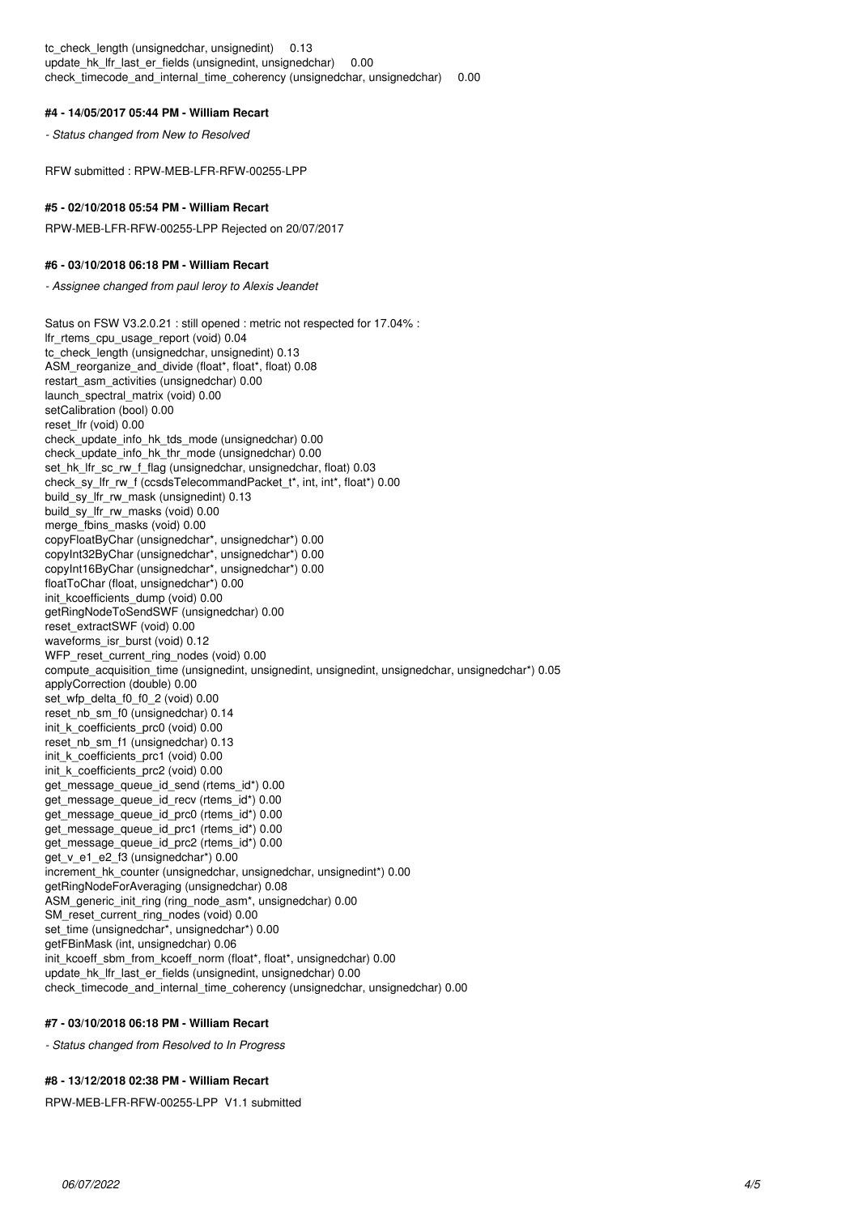tc_check_length (unsignedchar, unsignedint) 0.13
update_hk_lfr_last_er_fields (unsignedint, unsignedchar) 0.00
check_timecode_and_internal_time_coherency (unsignedchar, unsignedchar) 0.00

#### #4 - 14/05/2017 05:44 PM - William Recart

*- Status changed from New to Resolved*

RFW submitted : RPW-MEB-LFR-RFW-00255-LPP

#### #5 - 02/10/2018 05:54 PM - William Recart

RPW-MEB-LFR-RFW-00255-LPP Rejected on 20/07/2017

#### #6 - 03/10/2018 06:18 PM - William Recart

*- Assignee changed from paul leroy to Alexis Jeandet*

Satus on FSW V3.2.0.21 : still opened : metric not respected for 17.04% :
lfr_rtems_cpu_usage_report (void) 0.04
tc_check_length (unsignedchar, unsignedint) 0.13
ASM_reorganize_and_divide (float*, float*, float) 0.08
restart_asm_activities (unsignedchar) 0.00
launch_spectral_matrix (void) 0.00
setCalibration (bool) 0.00
reset_lfr (void) 0.00
check_update_info_hk_tds_mode (unsignedchar) 0.00
check_update_info_hk_thr_mode (unsignedchar) 0.00
set_hk_lfr_sc_rw_f_flag (unsignedchar, unsignedchar, float) 0.03
check_sy_lfr_rw_f (ccsdsTelecommandPacket_t*, int, int*, float*) 0.00
build_sy_lfr_rw_mask (unsignedint) 0.13
build_sy_lfr_rw_masks (void) 0.00
merge_fbins_masks (void) 0.00
copyFloatByChar (unsignedchar*, unsignedchar*) 0.00
copyInt32ByChar (unsignedchar*, unsignedchar*) 0.00
copyInt16ByChar (unsignedchar*, unsignedchar*) 0.00
floatToChar (float, unsignedchar*) 0.00
init_kcoefficients_dump (void) 0.00
getRingNodeToSendSWF (unsignedchar) 0.00
reset_extractSWF (void) 0.00
waveforms_isr_burst (void) 0.12
WFP_reset_current_ring_nodes (void) 0.00
compute_acquisition_time (unsignedint, unsignedint, unsignedint, unsignedchar, unsignedchar*) 0.05
applyCorrection (double) 0.00
set_wfp_delta_f0_f0_2 (void) 0.00
reset_nb_sm_f0 (unsignedchar) 0.14
init_k_coefficients_prc0 (void) 0.00
reset_nb_sm_f1 (unsignedchar) 0.13
init_k_coefficients_prc1 (void) 0.00
init_k_coefficients_prc2 (void) 0.00
get_message_queue_id_send (rtems_id*) 0.00
get_message_queue_id_recv (rtems_id*) 0.00
get_message_queue_id_prc0 (rtems_id*) 0.00
get_message_queue_id_prc1 (rtems_id*) 0.00
get_message_queue_id_prc2 (rtems_id*) 0.00
get_v_e1_e2_f3 (unsignedchar*) 0.00
increment_hk_counter (unsignedchar, unsignedchar, unsignedint*) 0.00
getRingNodeForAveraging (unsignedchar) 0.08
ASM_generic_init_ring (ring_node_asm*, unsignedchar) 0.00
SM_reset_current_ring_nodes (void) 0.00
set_time (unsignedchar*, unsignedchar*) 0.00
getFBinMask (int, unsignedchar) 0.06
init_kcoeff_sbm_from_kcoeff_norm (float*, float*, unsignedchar) 0.00
update_hk_lfr_last_er_fields (unsignedint, unsignedchar) 0.00
check_timecode_and_internal_time_coherency (unsignedchar, unsignedchar) 0.00

#### #7 - 03/10/2018 06:18 PM - William Recart

*- Status changed from Resolved to In Progress*

#### #8 - 13/12/2018 02:38 PM - William Recart

RPW-MEB-LFR-RFW-00255-LPP V1.1 submitted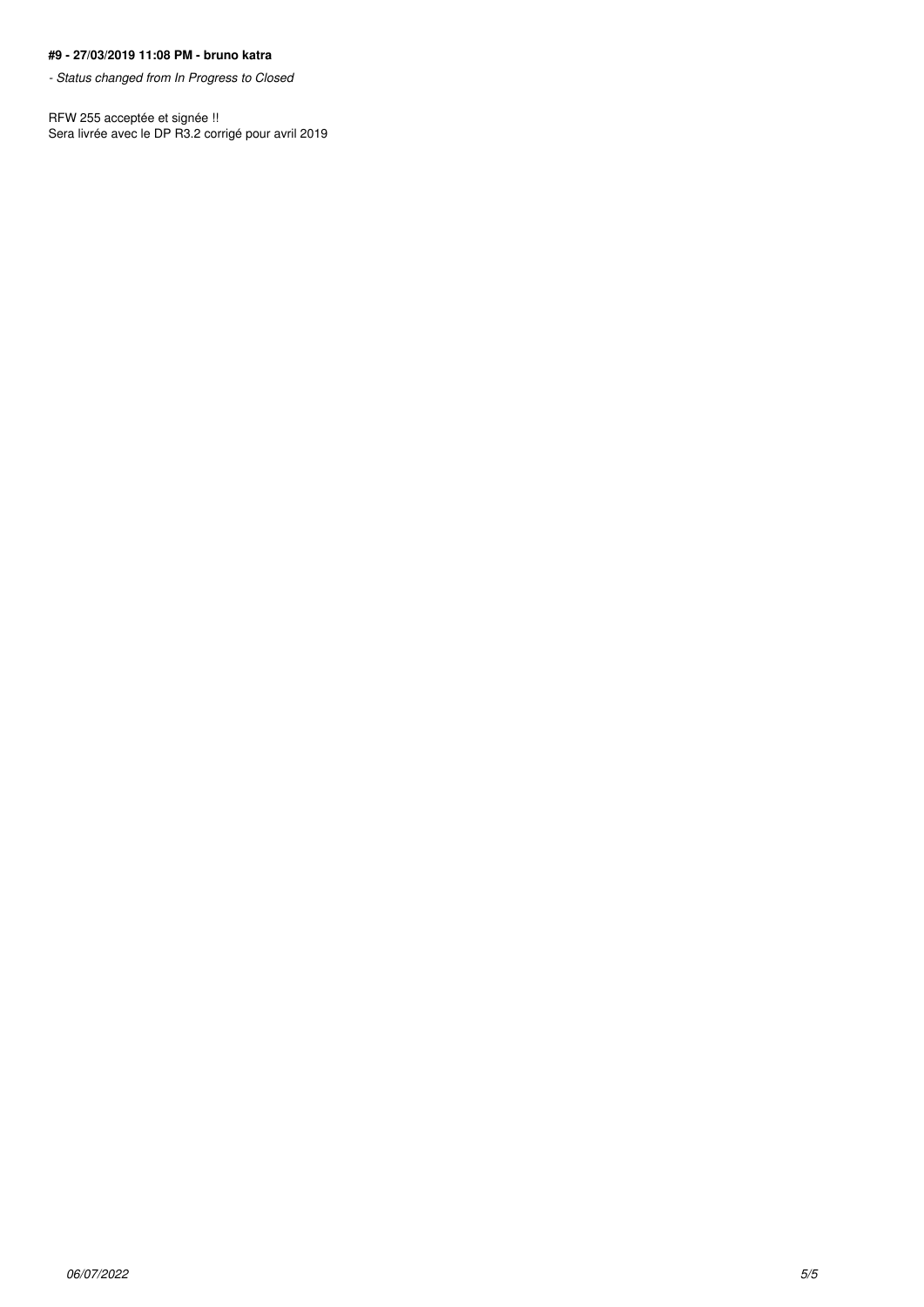**#9 - 27/03/2019 11:08 PM - bruno katra**

*- Status changed from In Progress to Closed*

RFW 255 acceptée et signée !!
Sera livrée avec le DP R3.2 corrigé pour avril 2019